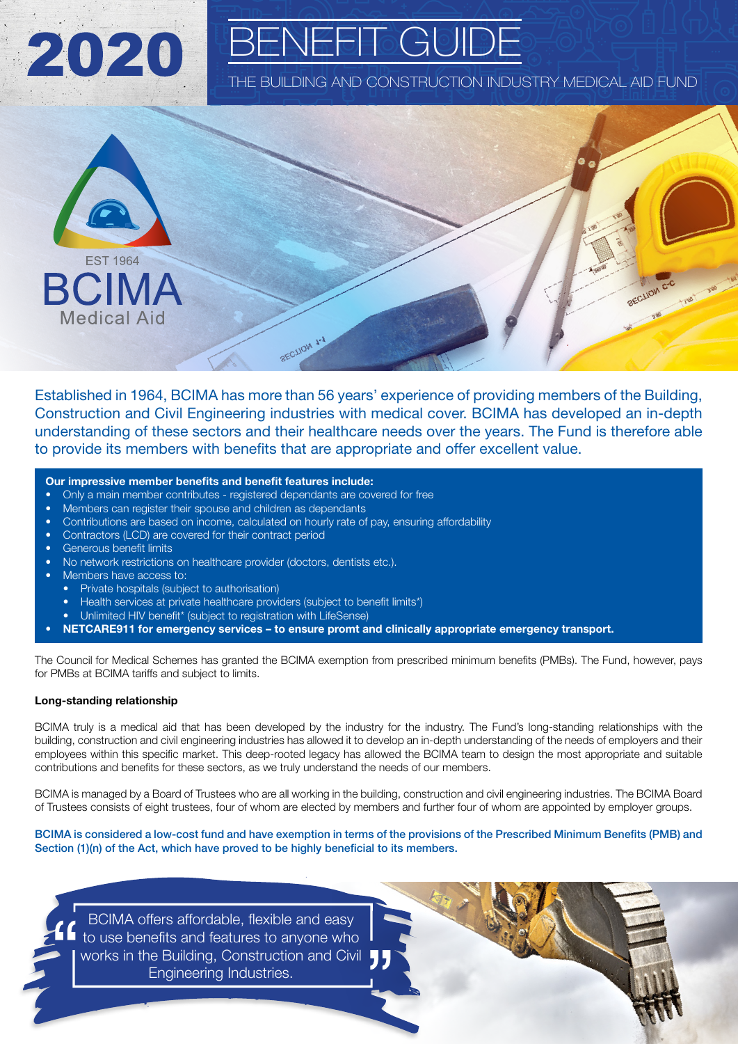# 2020 BENEFIT GUIDE

THE BUILDING AND CONSTRUCTION INDUSTRY MEDICAL AID FUND

EST 1964
BCIMA
Medical Aid

Established in 1964, BCIMA has more than 56 years' experience of providing members of the Building, Construction and Civil Engineering industries with medical cover. BCIMA has developed an in-depth understanding of these sectors and their healthcare needs over the years. The Fund is therefore able to provide its members with benefits that are appropriate and offer excellent value.

**Our impressive member benefits and benefit features include:**

- Only a main member contributes - registered dependants are covered for free
- Members can register their spouse and children as dependants
- Contributions are based on income, calculated on hourly rate of pay, ensuring affordability
- Contractors (LCD) are covered for their contract period
- Generous benefit limits
- No network restrictions on healthcare provider (doctors, dentists etc.).
- Members have access to:
  - Private hospitals (subject to authorisation)
  - Health services at private healthcare providers (subject to benefit limits*)
  - Unlimited HIV benefit* (subject to registration with LifeSense)
- **NETCARE911 for emergency services – to ensure promt and clinically appropriate emergency transport.**

The Council for Medical Schemes has granted the BCIMA exemption from prescribed minimum benefits (PMBs). The Fund, however, pays for PMBs at BCIMA tariffs and subject to limits.

**Long-standing relationship**

BCIMA truly is a medical aid that has been developed by the industry for the industry. The Fund's long-standing relationships with the building, construction and civil engineering industries has allowed it to develop an in-depth understanding of the needs of employers and their employees within this specific market. This deep-rooted legacy has allowed the BCIMA team to design the most appropriate and suitable contributions and benefits for these sectors, as we truly understand the needs of our members.

BCIMA is managed by a Board of Trustees who are all working in the building, construction and civil engineering industries. The BCIMA Board of Trustees consists of eight trustees, four of whom are elected by members and further four of whom are appointed by employer groups.

**BCIMA is considered a low-cost fund and have exemption in terms of the provisions of the Prescribed Minimum Benefits (PMB) and Section (1)(n) of the Act, which have proved to be highly beneficial to its members.**

> "BCIMA offers affordable, flexible and easy to use benefits and features to anyone who works in the Building, Construction and Civil Engineering Industries."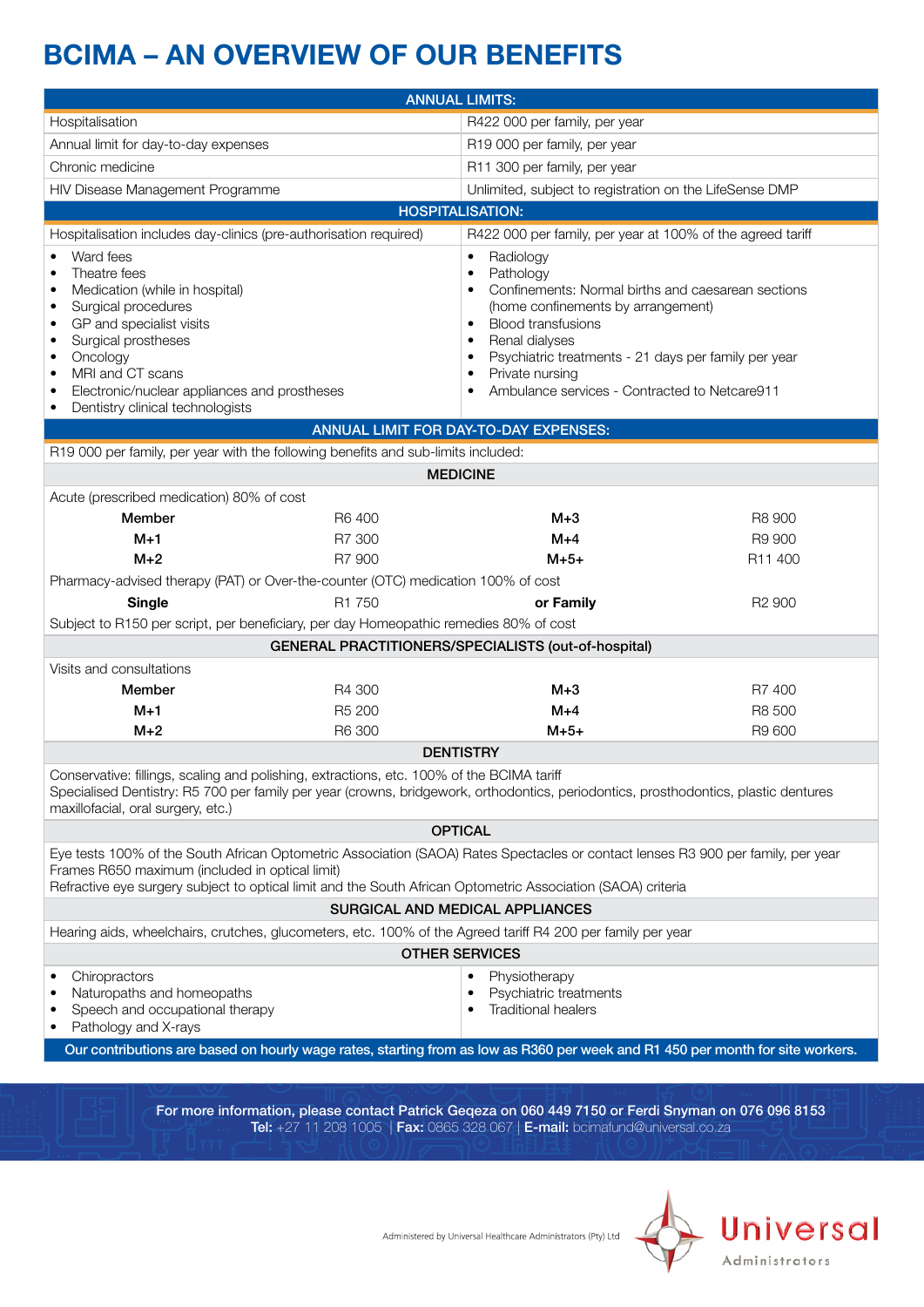# BCIMA – AN OVERVIEW OF OUR BENEFITS

| ANNUAL LIMITS: | |
|---|---|
| Hospitalisation | R422 000 per family, per year |
| Annual limit for day-to-day expenses | R19 000 per family, per year |
| Chronic medicine | R11 300 per family, per year |
| HIV Disease Management Programme | Unlimited, subject to registration on the LifeSense DMP |

## HOSPITALISATION:

| | |
|---|---|
| Hospitalisation includes day-clinics (pre-authorisation required) | R422 000 per family, per year at 100% of the agreed tariff |

- Ward fees
- Theatre fees
- Medication (while in hospital)
- Surgical procedures
- GP and specialist visits
- Surgical prostheses
- Oncology
- MRI and CT scans
- Electronic/nuclear appliances and prostheses
- Dentistry clinical technologists
- Radiology
- Pathology
- Confinements: Normal births and caesarean sections (home confinements by arrangement)
- Blood transfusions
- Renal dialyses
- Psychiatric treatments - 21 days per family per year
- Private nursing
- Ambulance services - Contracted to Netcare911

## ANNUAL LIMIT FOR DAY-TO-DAY EXPENSES:

R19 000 per family, per year with the following benefits and sub-limits included:

### MEDICINE

Acute (prescribed medication) 80% of cost

| | | | |
|---|---|---|---|
| **Member** | R6 400 | **M+3** | R8 900 |
| **M+1** | R7 300 | **M+4** | R9 900 |
| **M+2** | R7 900 | **M+5+** | R11 400 |

Pharmacy-advised therapy (PAT) or Over-the-counter (OTC) medication 100% of cost

| | | | |
|---|---|---|---|
| **Single** | R1 750 | **or Family** | R2 900 |

Subject to R150 per script, per beneficiary, per day Homeopathic remedies 80% of cost

### GENERAL PRACTITIONERS/SPECIALISTS (out-of-hospital)

Visits and consultations

| | | | |
|---|---|---|---|
| **Member** | R4 300 | **M+3** | R7 400 |
| **M+1** | R5 200 | **M+4** | R8 500 |
| **M+2** | R6 300 | **M+5+** | R9 600 |

### DENTISTRY

Conservative: fillings, scaling and polishing, extractions, etc. 100% of the BCIMA tariff
Specialised Dentistry: R5 700 per family per year (crowns, bridgework, orthodontics, periodontics, prosthodontics, plastic dentures maxillofacial, oral surgery, etc.)

### OPTICAL

Eye tests 100% of the South African Optometric Association (SAOA) Rates Spectacles or contact lenses R3 900 per family, per year
Frames R650 maximum (included in optical limit)
Refractive eye surgery subject to optical limit and the South African Optometric Association (SAOA) criteria

### SURGICAL AND MEDICAL APPLIANCES

Hearing aids, wheelchairs, crutches, glucometers, etc. 100% of the Agreed tariff R4 200 per family per year

### OTHER SERVICES

- Chiropractors
- Naturopaths and homeopaths
- Speech and occupational therapy
- Pathology and X-rays
- Physiotherapy
- Psychiatric treatments
- Traditional healers

**Our contributions are based on hourly wage rates, starting from as low as R360 per week and R1 450 per month for site workers.**

**For more information, please contact Patrick Geqeza on 060 449 7150 or Ferdi Snyman on 076 096 8153**
**Tel:** +27 11 208 1005 | **Fax:** 0865 328 067 | **E-mail:** bcimafund@universal.co.za

Administered by Universal Healthcare Administrators (Pty) Ltd

Universal Administrators